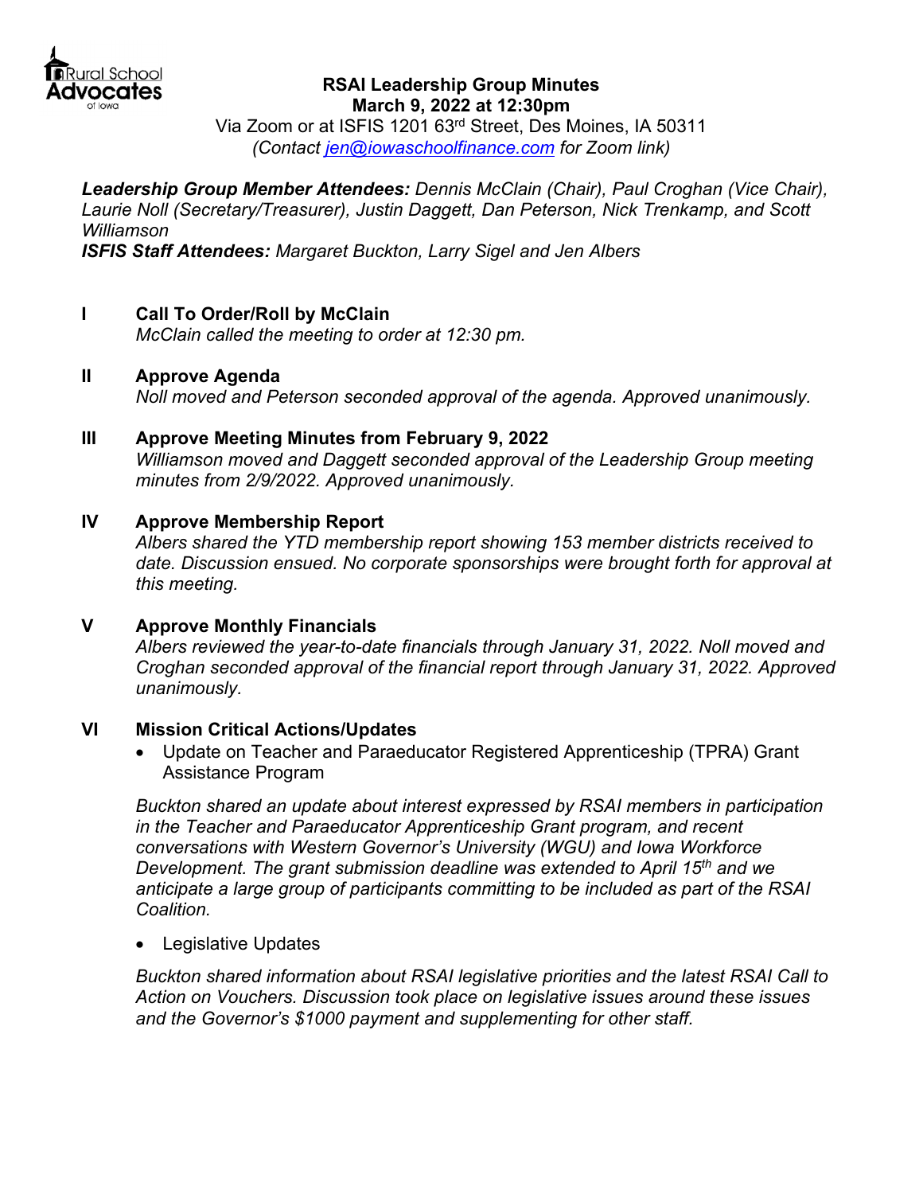**RSAI Leadership Group Minutes**
**March 9, 2022 at 12:30pm**
Via Zoom or at ISFIS 1201 63rd Street, Des Moines, IA 50311
*(Contact jen@iowaschoolfinance.com for Zoom link)*

***Leadership Group Member Attendees:*** *Dennis McClain (Chair), Paul Croghan (Vice Chair), Laurie Noll (Secretary/Treasurer), Justin Daggett, Dan Peterson, Nick Trenkamp, and Scott Williamson*
***ISFIS Staff Attendees:*** *Margaret Buckton, Larry Sigel and Jen Albers*

## I Call To Order/Roll by McClain

*McClain called the meeting to order at 12:30 pm.*

## II Approve Agenda

*Noll moved and Peterson seconded approval of the agenda. Approved unanimously.*

## III Approve Meeting Minutes from February 9, 2022

*Williamson moved and Daggett seconded approval of the Leadership Group meeting minutes from 2/9/2022. Approved unanimously.*

## IV Approve Membership Report

*Albers shared the YTD membership report showing 153 member districts received to date. Discussion ensued. No corporate sponsorships were brought forth for approval at this meeting.*

## V Approve Monthly Financials

*Albers reviewed the year-to-date financials through January 31, 2022. Noll moved and Croghan seconded approval of the financial report through January 31, 2022. Approved unanimously.*

## VI Mission Critical Actions/Updates

- Update on Teacher and Paraeducator Registered Apprenticeship (TPRA) Grant Assistance Program

*Buckton shared an update about interest expressed by RSAI members in participation in the Teacher and Paraeducator Apprenticeship Grant program, and recent conversations with Western Governor's University (WGU) and Iowa Workforce Development. The grant submission deadline was extended to April 15th and we anticipate a large group of participants committing to be included as part of the RSAI Coalition.*

- Legislative Updates

*Buckton shared information about RSAI legislative priorities and the latest RSAI Call to Action on Vouchers. Discussion took place on legislative issues around these issues and the Governor's $1000 payment and supplementing for other staff.*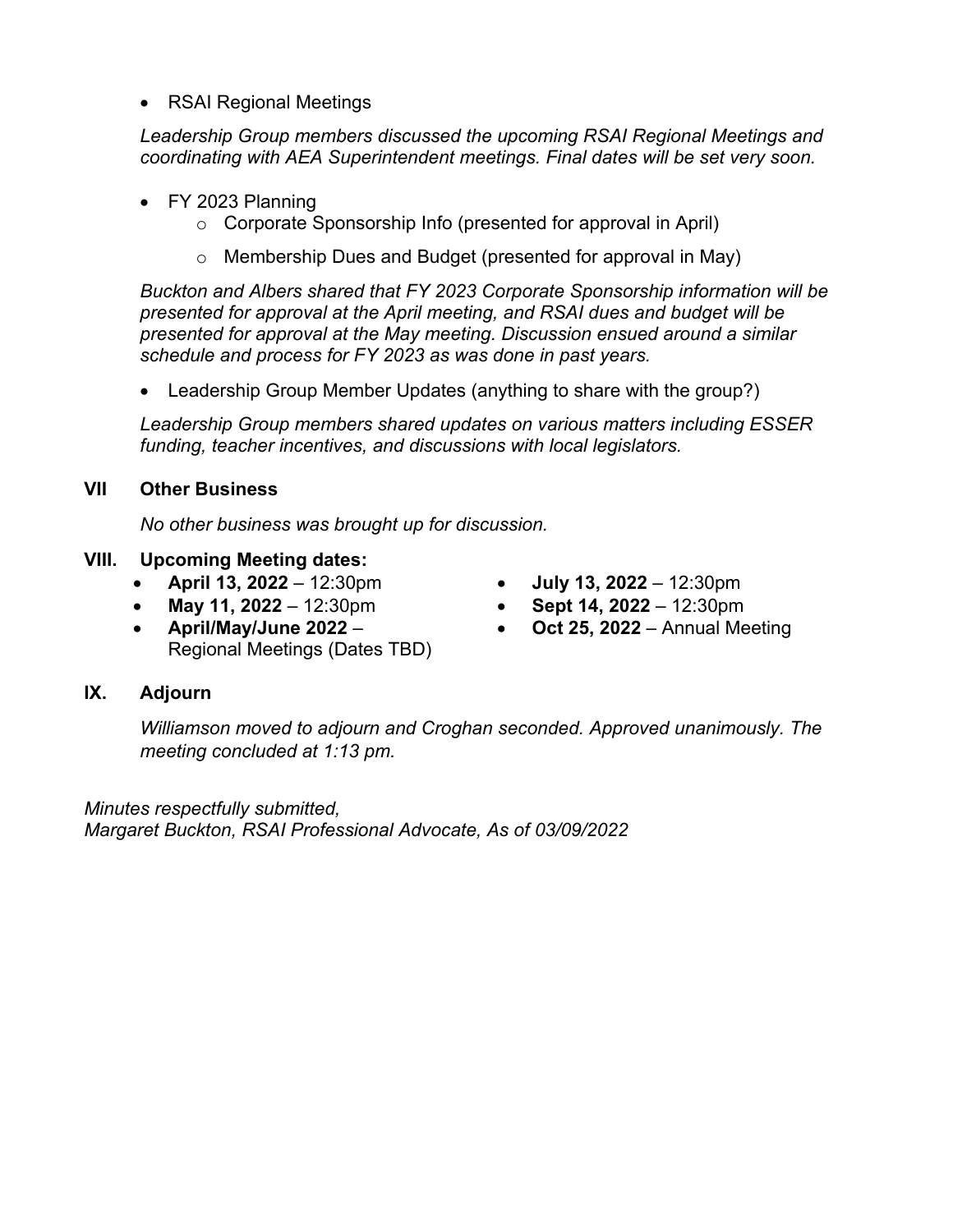- RSAI Regional Meetings

*Leadership Group members discussed the upcoming RSAI Regional Meetings and coordinating with AEA Superintendent meetings. Final dates will be set very soon.*

- FY 2023 Planning
  - Corporate Sponsorship Info (presented for approval in April)
  - Membership Dues and Budget (presented for approval in May)

*Buckton and Albers shared that FY 2023 Corporate Sponsorship information will be presented for approval at the April meeting, and RSAI dues and budget will be presented for approval at the May meeting. Discussion ensued around a similar schedule and process for FY 2023 as was done in past years.*

- Leadership Group Member Updates (anything to share with the group?)

*Leadership Group members shared updates on various matters including ESSER funding, teacher incentives, and discussions with local legislators.*

## VII Other Business

*No other business was brought up for discussion.*

## VIII. Upcoming Meeting dates:

- **April 13, 2022** – 12:30pm
- **May 11, 2022** – 12:30pm
- **April/May/June 2022** – Regional Meetings (Dates TBD)
- **July 13, 2022** – 12:30pm
- **Sept 14, 2022** – 12:30pm
- **Oct 25, 2022** – Annual Meeting

## IX. Adjourn

*Williamson moved to adjourn and Croghan seconded. Approved unanimously. The meeting concluded at 1:13 pm.*

*Minutes respectfully submitted,*
*Margaret Buckton, RSAI Professional Advocate, As of 03/09/2022*